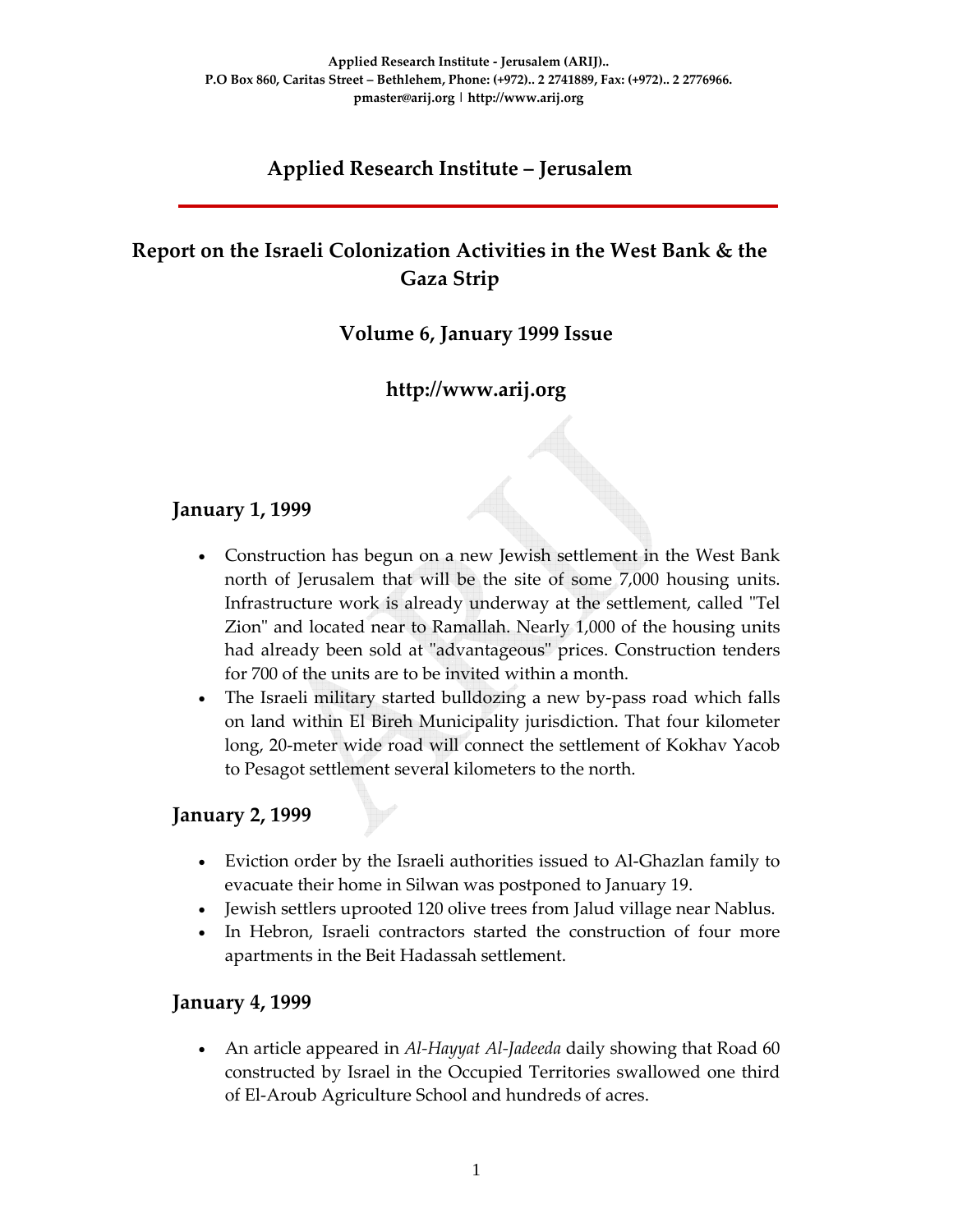Applied Research Institute - Jerusalem (ARIJ)..
P.O Box 860, Caritas Street – Bethlehem, Phone: (+972).. 2 2741889, Fax: (+972).. 2 2776966.
pmaster@arij.org | http://www.arij.org

# Applied Research Institute – Jerusalem

## Report on the Israeli Colonization Activities in the West Bank & the Gaza Strip

### Volume 6, January 1999 Issue

### http://www.arij.org

### January 1, 1999

- Construction has begun on a new Jewish settlement in the West Bank north of Jerusalem that will be the site of some 7,000 housing units. Infrastructure work is already underway at the settlement, called "Tel Zion" and located near to Ramallah. Nearly 1,000 of the housing units had already been sold at "advantageous" prices. Construction tenders for 700 of the units are to be invited within a month.
- The Israeli military started bulldozing a new by-pass road which falls on land within El Bireh Municipality jurisdiction. That four kilometer long, 20-meter wide road will connect the settlement of Kokhav Yacob to Pesagot settlement several kilometers to the north.

### January 2, 1999

- Eviction order by the Israeli authorities issued to Al-Ghazlan family to evacuate their home in Silwan was postponed to January 19.
- Jewish settlers uprooted 120 olive trees from Jalud village near Nablus.
- In Hebron, Israeli contractors started the construction of four more apartments in the Beit Hadassah settlement.

### January 4, 1999

- An article appeared in *Al-Hayyat Al-Jadeeda* daily showing that Road 60 constructed by Israel in the Occupied Territories swallowed one third of El-Aroub Agriculture School and hundreds of acres.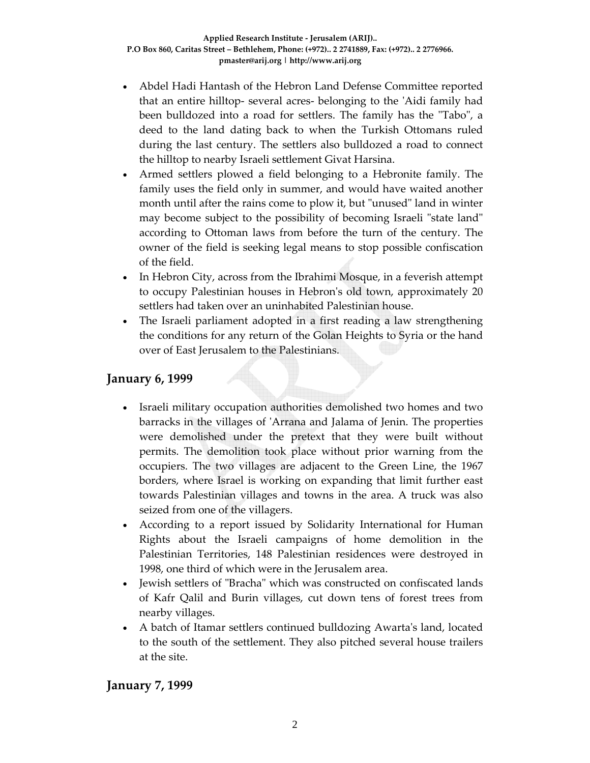- Abdel Hadi Hantash of the Hebron Land Defense Committee reported that an entire hilltop- several acres- belonging to the 'Aidi family had been bulldozed into a road for settlers. The family has the "Tabo", a deed to the land dating back to when the Turkish Ottomans ruled during the last century. The settlers also bulldozed a road to connect the hilltop to nearby Israeli settlement Givat Harsina.
- Armed settlers plowed a field belonging to a Hebronite family. The family uses the field only in summer, and would have waited another month until after the rains come to plow it, but "unused" land in winter may become subject to the possibility of becoming Israeli "state land" according to Ottoman laws from before the turn of the century. The owner of the field is seeking legal means to stop possible confiscation of the field.
- In Hebron City, across from the Ibrahimi Mosque, in a feverish attempt to occupy Palestinian houses in Hebron's old town, approximately 20 settlers had taken over an uninhabited Palestinian house.
- The Israeli parliament adopted in a first reading a law strengthening the conditions for any return of the Golan Heights to Syria or the hand over of East Jerusalem to the Palestinians.

## January 6, 1999

- Israeli military occupation authorities demolished two homes and two barracks in the villages of 'Arrana and Jalama of Jenin. The properties were demolished under the pretext that they were built without permits. The demolition took place without prior warning from the occupiers. The two villages are adjacent to the Green Line, the 1967 borders, where Israel is working on expanding that limit further east towards Palestinian villages and towns in the area. A truck was also seized from one of the villagers.
- According to a report issued by Solidarity International for Human Rights about the Israeli campaigns of home demolition in the Palestinian Territories, 148 Palestinian residences were destroyed in 1998, one third of which were in the Jerusalem area.
- Jewish settlers of "Bracha" which was constructed on confiscated lands of Kafr Qalil and Burin villages, cut down tens of forest trees from nearby villages.
- A batch of Itamar settlers continued bulldozing Awarta's land, located to the south of the settlement. They also pitched several house trailers at the site.

## January 7, 1999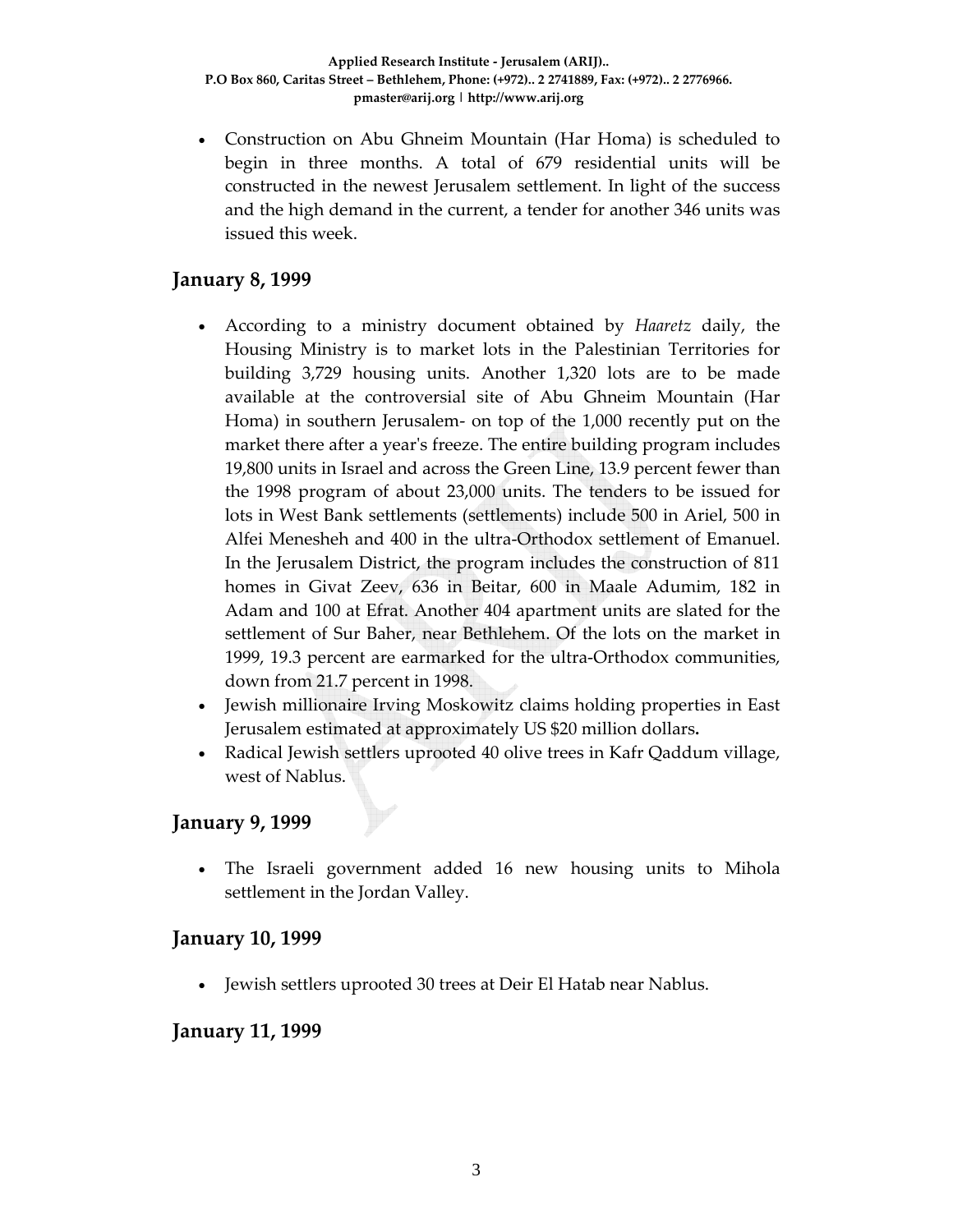- Construction on Abu Ghneim Mountain (Har Homa) is scheduled to begin in three months. A total of 679 residential units will be constructed in the newest Jerusalem settlement. In light of the success and the high demand in the current, a tender for another 346 units was issued this week.

## January 8, 1999

- According to a ministry document obtained by *Haaretz* daily, the Housing Ministry is to market lots in the Palestinian Territories for building 3,729 housing units. Another 1,320 lots are to be made available at the controversial site of Abu Ghneim Mountain (Har Homa) in southern Jerusalem- on top of the 1,000 recently put on the market there after a year's freeze. The entire building program includes 19,800 units in Israel and across the Green Line, 13.9 percent fewer than the 1998 program of about 23,000 units. The tenders to be issued for lots in West Bank settlements (settlements) include 500 in Ariel, 500 in Alfei Menesheh and 400 in the ultra-Orthodox settlement of Emanuel. In the Jerusalem District, the program includes the construction of 811 homes in Givat Zeev, 636 in Beitar, 600 in Maale Adumim, 182 in Adam and 100 at Efrat. Another 404 apartment units are slated for the settlement of Sur Baher, near Bethlehem. Of the lots on the market in 1999, 19.3 percent are earmarked for the ultra-Orthodox communities, down from 21.7 percent in 1998.
- Jewish millionaire Irving Moskowitz claims holding properties in East Jerusalem estimated at approximately US $20 million dollars**.**
- Radical Jewish settlers uprooted 40 olive trees in Kafr Qaddum village, west of Nablus.

## January 9, 1999

- The Israeli government added 16 new housing units to Mihola settlement in the Jordan Valley.

## January 10, 1999

- Jewish settlers uprooted 30 trees at Deir El Hatab near Nablus.

## January 11, 1999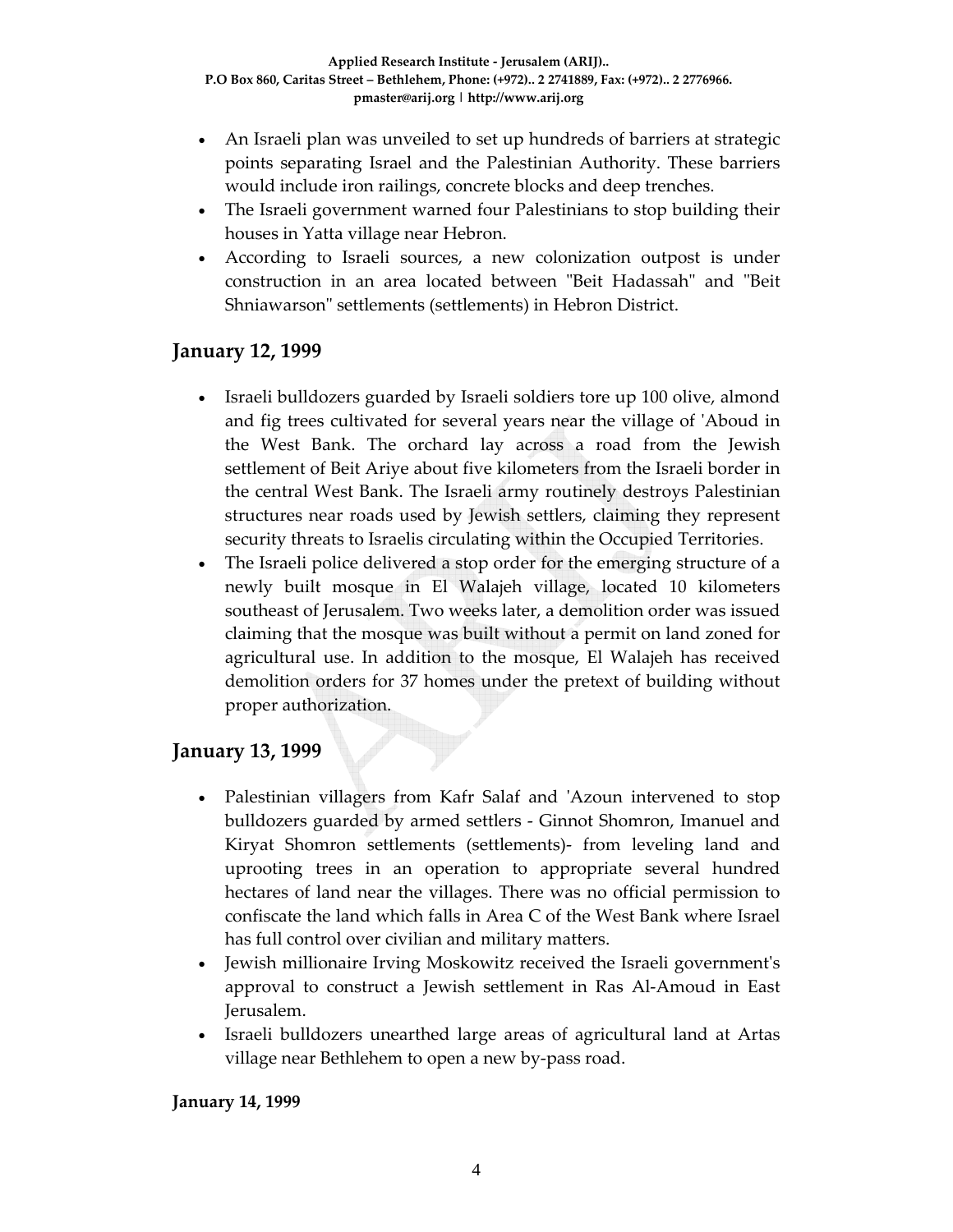- An Israeli plan was unveiled to set up hundreds of barriers at strategic points separating Israel and the Palestinian Authority. These barriers would include iron railings, concrete blocks and deep trenches.
- The Israeli government warned four Palestinians to stop building their houses in Yatta village near Hebron.
- According to Israeli sources, a new colonization outpost is under construction in an area located between "Beit Hadassah" and "Beit Shniawarson" settlements (settlements) in Hebron District.

## January 12, 1999

- Israeli bulldozers guarded by Israeli soldiers tore up 100 olive, almond and fig trees cultivated for several years near the village of 'Aboud in the West Bank. The orchard lay across a road from the Jewish settlement of Beit Ariye about five kilometers from the Israeli border in the central West Bank. The Israeli army routinely destroys Palestinian structures near roads used by Jewish settlers, claiming they represent security threats to Israelis circulating within the Occupied Territories.
- The Israeli police delivered a stop order for the emerging structure of a newly built mosque in El Walajeh village, located 10 kilometers southeast of Jerusalem. Two weeks later, a demolition order was issued claiming that the mosque was built without a permit on land zoned for agricultural use. In addition to the mosque, El Walajeh has received demolition orders for 37 homes under the pretext of building without proper authorization.

## January 13, 1999

- Palestinian villagers from Kafr Salaf and 'Azoun intervened to stop bulldozers guarded by armed settlers - Ginnot Shomron, Imanuel and Kiryat Shomron settlements (settlements)- from leveling land and uprooting trees in an operation to appropriate several hundred hectares of land near the villages. There was no official permission to confiscate the land which falls in Area C of the West Bank where Israel has full control over civilian and military matters.
- Jewish millionaire Irving Moskowitz received the Israeli government's approval to construct a Jewish settlement in Ras Al-Amoud in East Jerusalem.
- Israeli bulldozers unearthed large areas of agricultural land at Artas village near Bethlehem to open a new by-pass road.

**January 14, 1999**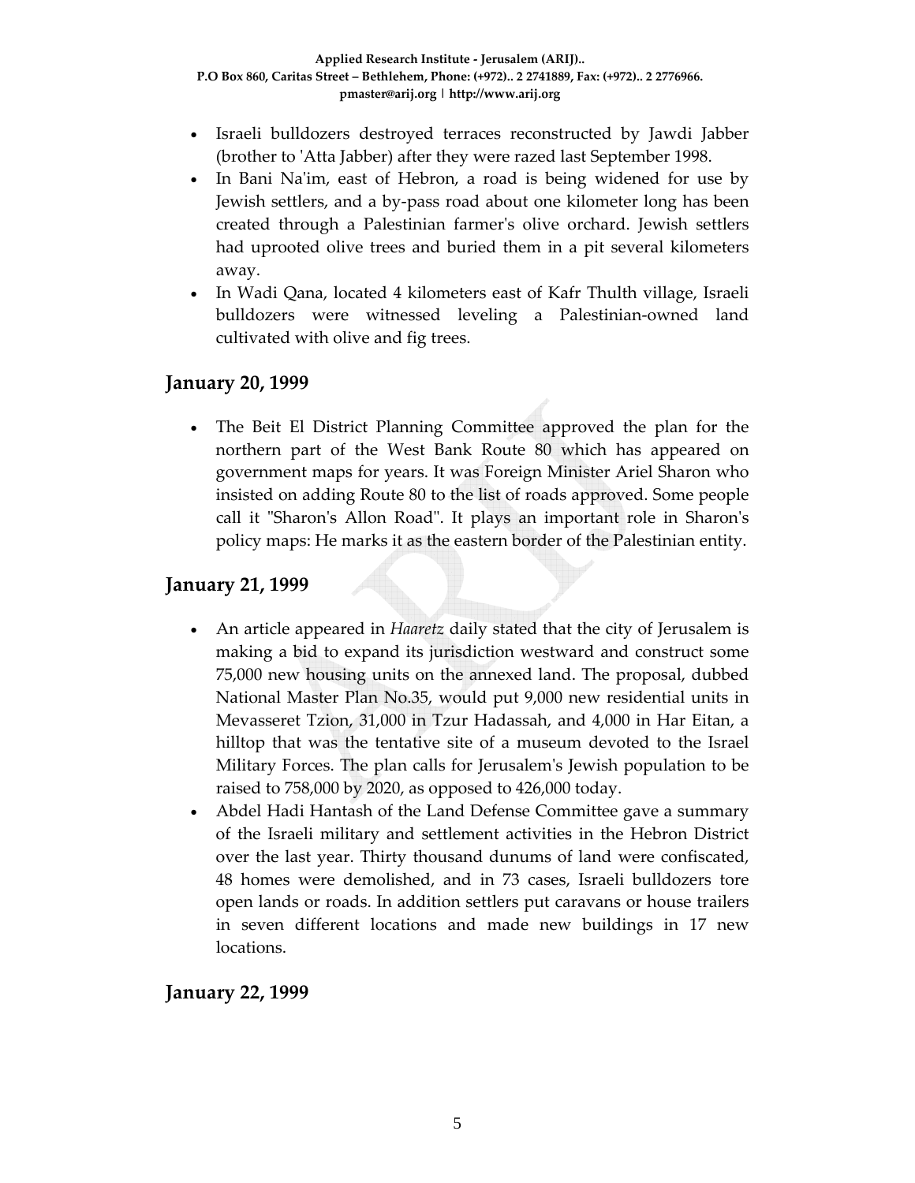- Israeli bulldozers destroyed terraces reconstructed by Jawdi Jabber (brother to 'Atta Jabber) after they were razed last September 1998.
- In Bani Na'im, east of Hebron, a road is being widened for use by Jewish settlers, and a by-pass road about one kilometer long has been created through a Palestinian farmer's olive orchard. Jewish settlers had uprooted olive trees and buried them in a pit several kilometers away.
- In Wadi Qana, located 4 kilometers east of Kafr Thulth village, Israeli bulldozers were witnessed leveling a Palestinian-owned land cultivated with olive and fig trees.

## January 20, 1999

- The Beit El District Planning Committee approved the plan for the northern part of the West Bank Route 80 which has appeared on government maps for years. It was Foreign Minister Ariel Sharon who insisted on adding Route 80 to the list of roads approved. Some people call it "Sharon's Allon Road". It plays an important role in Sharon's policy maps: He marks it as the eastern border of the Palestinian entity.

## January 21, 1999

- An article appeared in *Haaretz* daily stated that the city of Jerusalem is making a bid to expand its jurisdiction westward and construct some 75,000 new housing units on the annexed land. The proposal, dubbed National Master Plan No.35, would put 9,000 new residential units in Mevasseret Tzion, 31,000 in Tzur Hadassah, and 4,000 in Har Eitan, a hilltop that was the tentative site of a museum devoted to the Israel Military Forces. The plan calls for Jerusalem's Jewish population to be raised to 758,000 by 2020, as opposed to 426,000 today.
- Abdel Hadi Hantash of the Land Defense Committee gave a summary of the Israeli military and settlement activities in the Hebron District over the last year. Thirty thousand dunums of land were confiscated, 48 homes were demolished, and in 73 cases, Israeli bulldozers tore open lands or roads. In addition settlers put caravans or house trailers in seven different locations and made new buildings in 17 new locations.

## January 22, 1999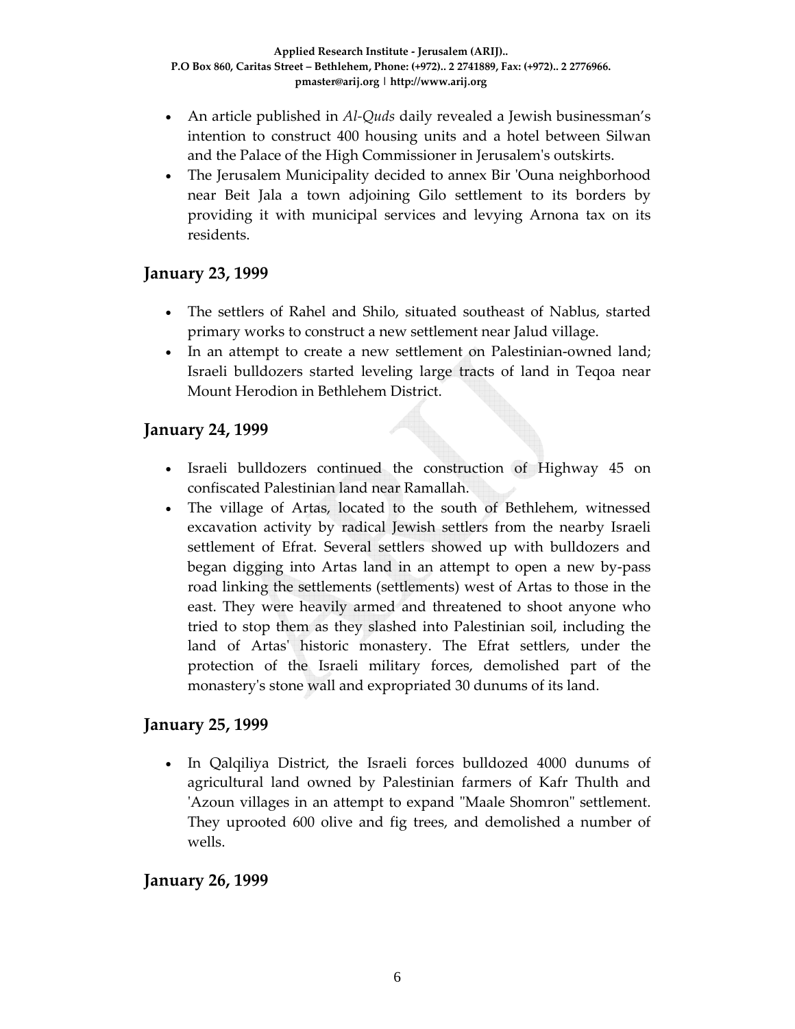- An article published in *Al-Quds* daily revealed a Jewish businessman's intention to construct 400 housing units and a hotel between Silwan and the Palace of the High Commissioner in Jerusalem's outskirts.
- The Jerusalem Municipality decided to annex Bir 'Ouna neighborhood near Beit Jala a town adjoining Gilo settlement to its borders by providing it with municipal services and levying Arnona tax on its residents.

## January 23, 1999

- The settlers of Rahel and Shilo, situated southeast of Nablus, started primary works to construct a new settlement near Jalud village.
- In an attempt to create a new settlement on Palestinian-owned land; Israeli bulldozers started leveling large tracts of land in Teqoa near Mount Herodion in Bethlehem District.

## January 24, 1999

- Israeli bulldozers continued the construction of Highway 45 on confiscated Palestinian land near Ramallah.
- The village of Artas, located to the south of Bethlehem, witnessed excavation activity by radical Jewish settlers from the nearby Israeli settlement of Efrat. Several settlers showed up with bulldozers and began digging into Artas land in an attempt to open a new by-pass road linking the settlements (settlements) west of Artas to those in the east. They were heavily armed and threatened to shoot anyone who tried to stop them as they slashed into Palestinian soil, including the land of Artas' historic monastery. The Efrat settlers, under the protection of the Israeli military forces, demolished part of the monastery's stone wall and expropriated 30 dunums of its land.

## January 25, 1999

- In Qalqiliya District, the Israeli forces bulldozed 4000 dunums of agricultural land owned by Palestinian farmers of Kafr Thulth and 'Azoun villages in an attempt to expand "Maale Shomron" settlement. They uprooted 600 olive and fig trees, and demolished a number of wells.

## January 26, 1999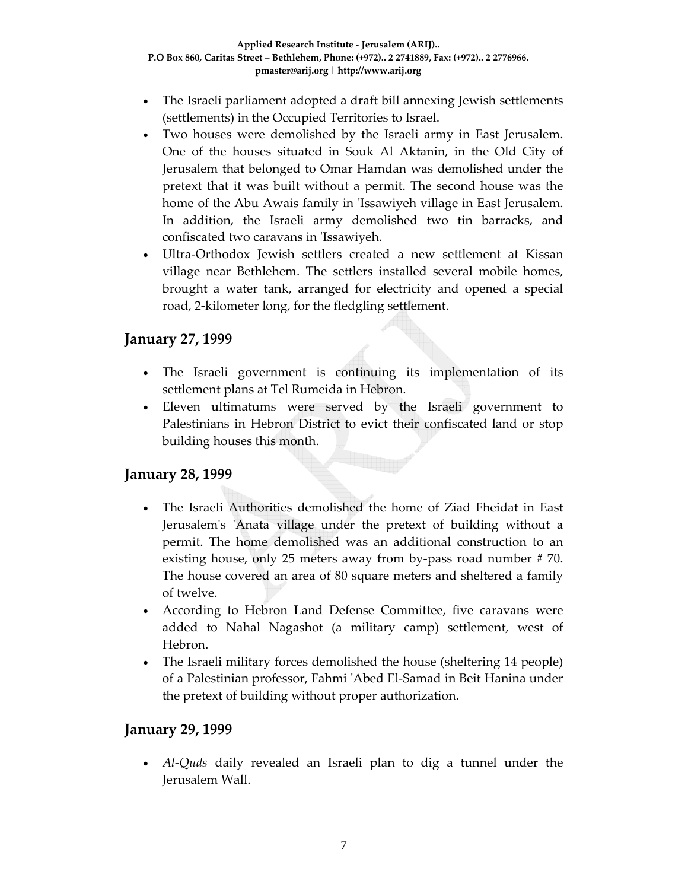- The Israeli parliament adopted a draft bill annexing Jewish settlements (settlements) in the Occupied Territories to Israel.
- Two houses were demolished by the Israeli army in East Jerusalem. One of the houses situated in Souk Al Aktanin, in the Old City of Jerusalem that belonged to Omar Hamdan was demolished under the pretext that it was built without a permit. The second house was the home of the Abu Awais family in 'Issawiyeh village in East Jerusalem. In addition, the Israeli army demolished two tin barracks, and confiscated two caravans in 'Issawiyeh.
- Ultra-Orthodox Jewish settlers created a new settlement at Kissan village near Bethlehem. The settlers installed several mobile homes, brought a water tank, arranged for electricity and opened a special road, 2-kilometer long, for the fledgling settlement.

## January 27, 1999

- The Israeli government is continuing its implementation of its settlement plans at Tel Rumeida in Hebron.
- Eleven ultimatums were served by the Israeli government to Palestinians in Hebron District to evict their confiscated land or stop building houses this month.

## January 28, 1999

- The Israeli Authorities demolished the home of Ziad Fheidat in East Jerusalem's 'Anata village under the pretext of building without a permit. The home demolished was an additional construction to an existing house, only 25 meters away from by-pass road number # 70. The house covered an area of 80 square meters and sheltered a family of twelve.
- According to Hebron Land Defense Committee, five caravans were added to Nahal Nagashot (a military camp) settlement, west of Hebron.
- The Israeli military forces demolished the house (sheltering 14 people) of a Palestinian professor, Fahmi 'Abed El-Samad in Beit Hanina under the pretext of building without proper authorization.

## January 29, 1999

- *Al-Quds* daily revealed an Israeli plan to dig a tunnel under the Jerusalem Wall.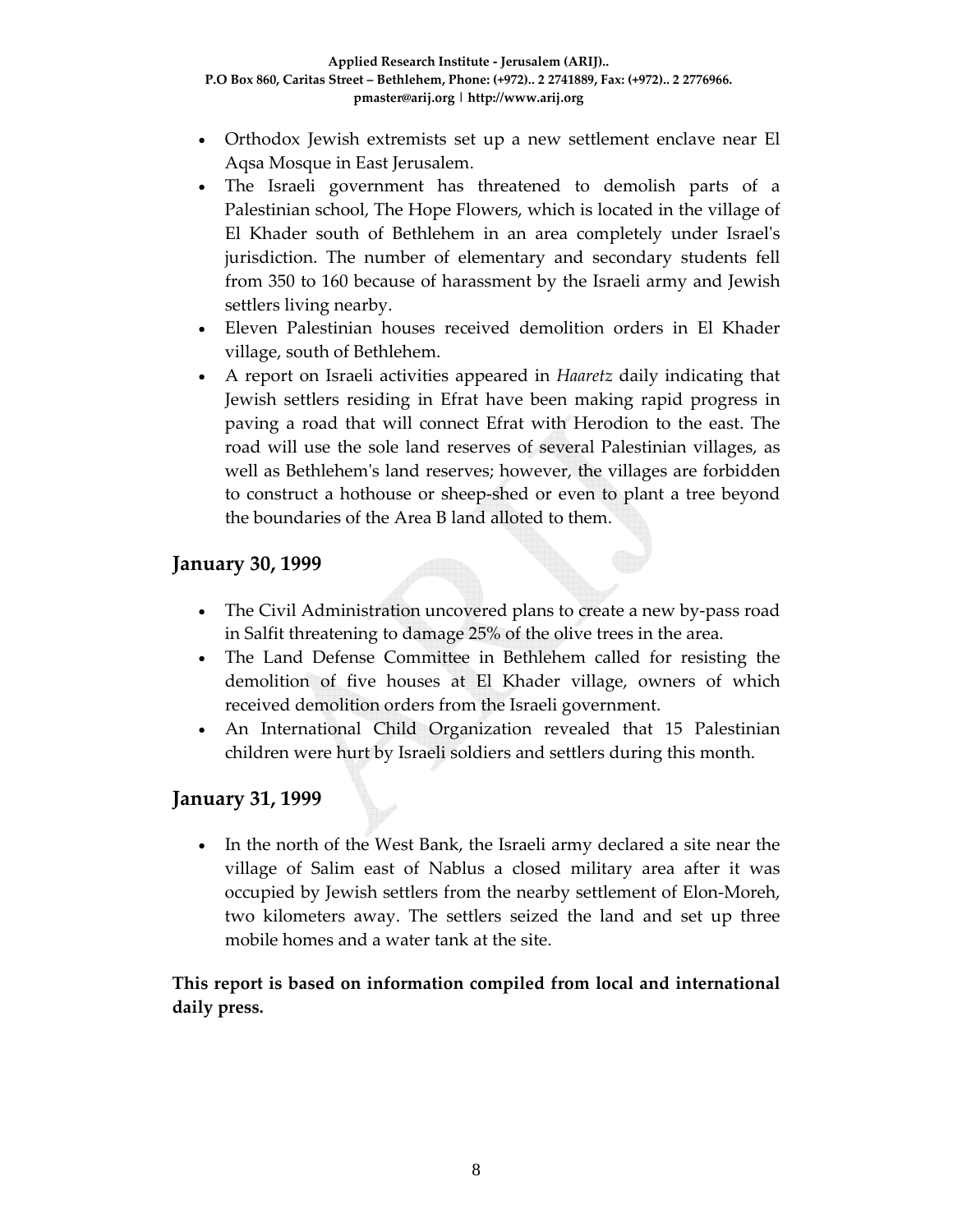- Orthodox Jewish extremists set up a new settlement enclave near El Aqsa Mosque in East Jerusalem.
- The Israeli government has threatened to demolish parts of a Palestinian school, The Hope Flowers, which is located in the village of El Khader south of Bethlehem in an area completely under Israel's jurisdiction. The number of elementary and secondary students fell from 350 to 160 because of harassment by the Israeli army and Jewish settlers living nearby.
- Eleven Palestinian houses received demolition orders in El Khader village, south of Bethlehem.
- A report on Israeli activities appeared in *Haaretz* daily indicating that Jewish settlers residing in Efrat have been making rapid progress in paving a road that will connect Efrat with Herodion to the east. The road will use the sole land reserves of several Palestinian villages, as well as Bethlehem's land reserves; however, the villages are forbidden to construct a hothouse or sheep-shed or even to plant a tree beyond the boundaries of the Area B land alloted to them.

## January 30, 1999

- The Civil Administration uncovered plans to create a new by-pass road in Salfit threatening to damage 25% of the olive trees in the area.
- The Land Defense Committee in Bethlehem called for resisting the demolition of five houses at El Khader village, owners of which received demolition orders from the Israeli government.
- An International Child Organization revealed that 15 Palestinian children were hurt by Israeli soldiers and settlers during this month.

## January 31, 1999

- In the north of the West Bank, the Israeli army declared a site near the village of Salim east of Nablus a closed military area after it was occupied by Jewish settlers from the nearby settlement of Elon-Moreh, two kilometers away. The settlers seized the land and set up three mobile homes and a water tank at the site.

**This report is based on information compiled from local and international daily press.**